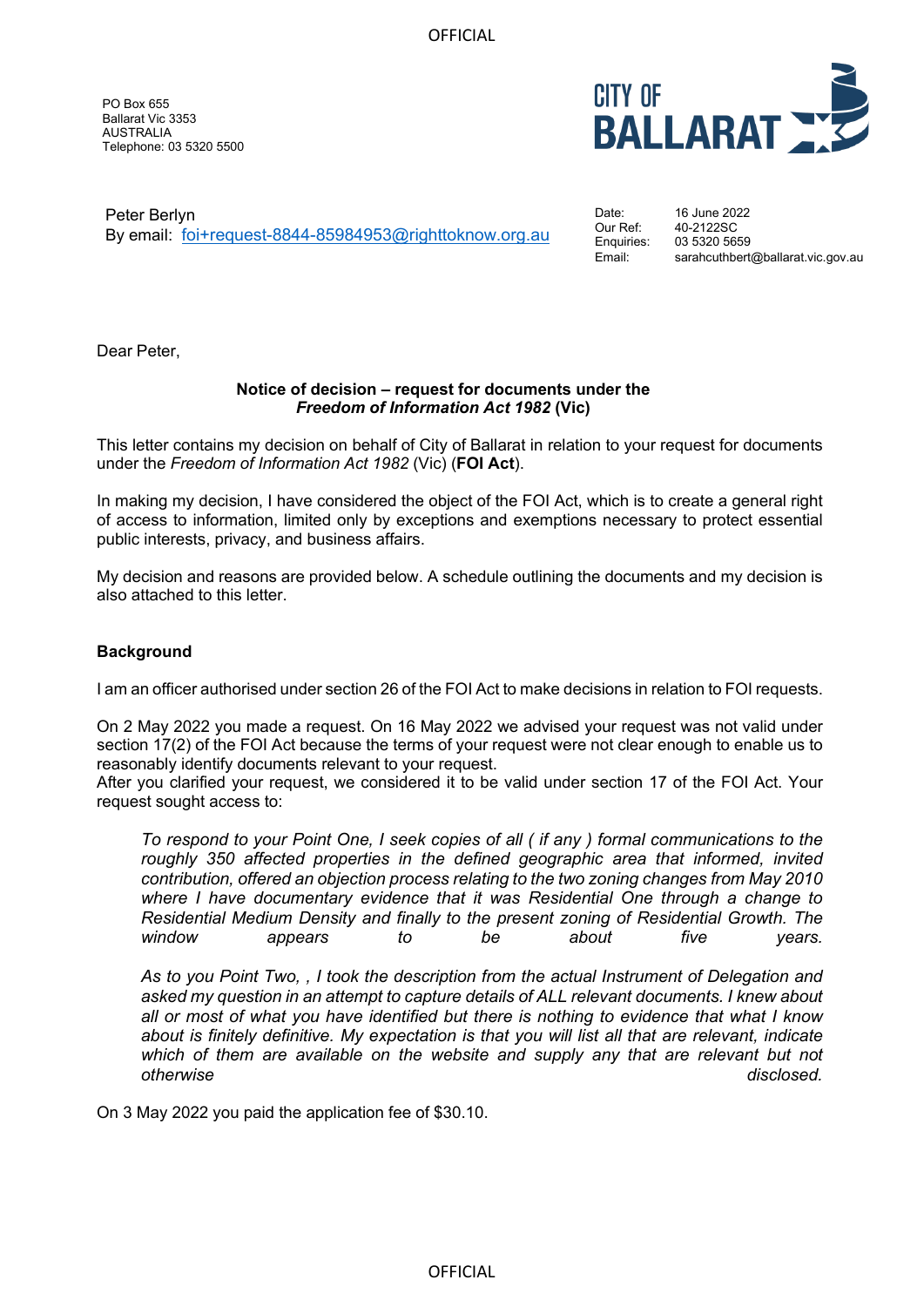PO Box 655
Ballarat Vic 3353
AUSTRALIA
Telephone: 03 5320 5500

Peter Berlyn
By email: foi+request-8844-85984953@righttoknow.org.au

Date: 16 June 2022
Our Ref: 40-2122SC
Enquiries: 03 5320 5659
Email: sarahcuthbert@ballarat.vic.gov.au

Dear Peter,

**Notice of decision – request for documents under the *Freedom of Information Act 1982* (Vic)**

This letter contains my decision on behalf of City of Ballarat in relation to your request for documents under the *Freedom of Information Act 1982* (Vic) (**FOI Act**).

In making my decision, I have considered the object of the FOI Act, which is to create a general right of access to information, limited only by exceptions and exemptions necessary to protect essential public interests, privacy, and business affairs.

My decision and reasons are provided below. A schedule outlining the documents and my decision is also attached to this letter.

**Background**

I am an officer authorised under section 26 of the FOI Act to make decisions in relation to FOI requests.

On 2 May 2022 you made a request. On 16 May 2022 we advised your request was not valid under section 17(2) of the FOI Act because the terms of your request were not clear enough to enable us to reasonably identify documents relevant to your request.
After you clarified your request, we considered it to be valid under section 17 of the FOI Act. Your request sought access to:

> *To respond to your Point One, I seek copies of all ( if any ) formal communications to the roughly 350 affected properties in the defined geographic area that informed, invited contribution, offered an objection process relating to the two zoning changes from May 2010 where I have documentary evidence that it was Residential One through a change to Residential Medium Density and finally to the present zoning of Residential Growth. The window appears to be about five years.*
>
> *As to you Point Two, , I took the description from the actual Instrument of Delegation and asked my question in an attempt to capture details of ALL relevant documents. I knew about all or most of what you have identified but there is nothing to evidence that what I know about is finitely definitive. My expectation is that you will list all that are relevant, indicate which of them are available on the website and supply any that are relevant but not otherwise disclosed.*

On 3 May 2022 you paid the application fee of $30.10.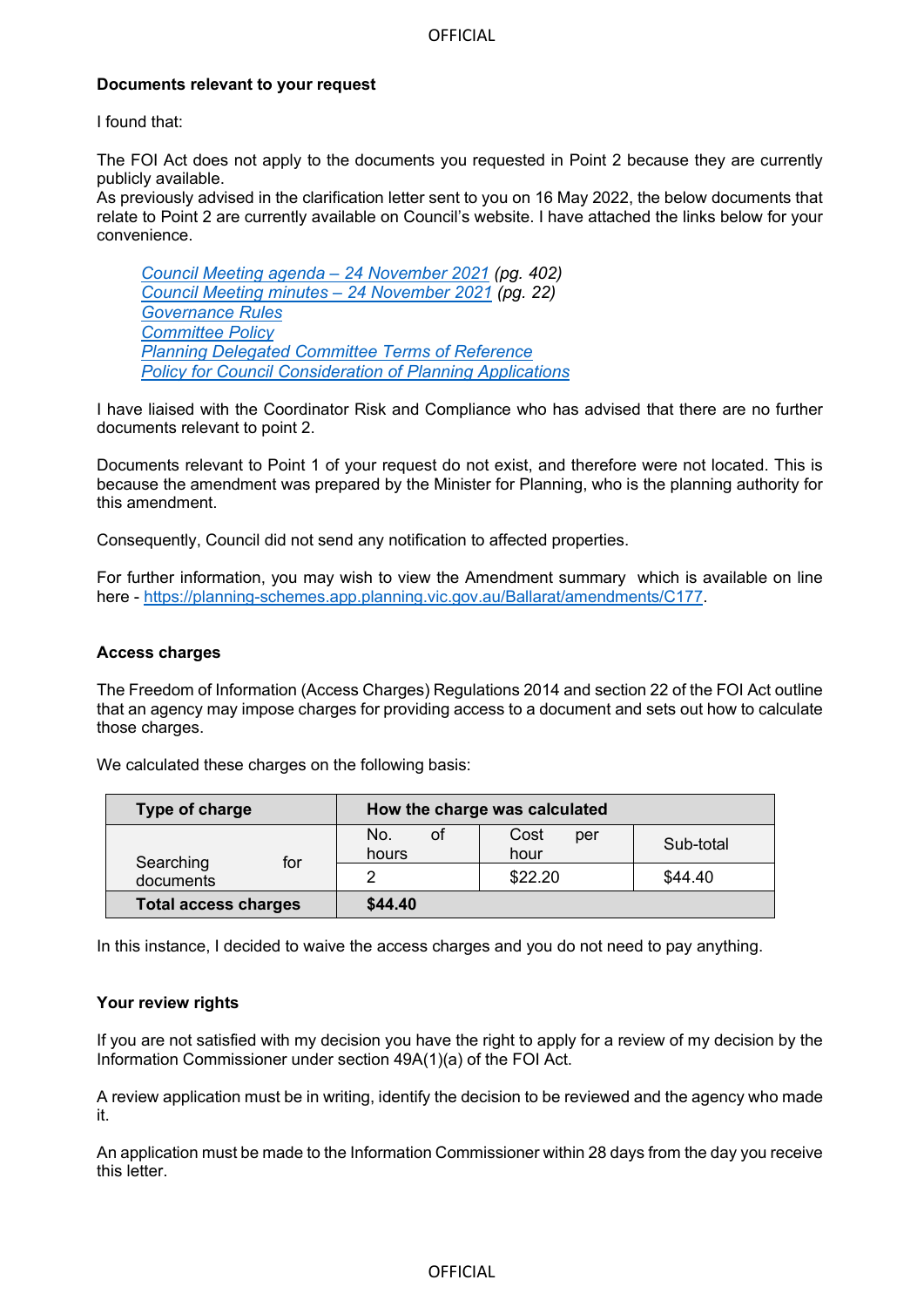**Documents relevant to your request**

I found that:

The FOI Act does not apply to the documents you requested in Point 2 because they are currently publicly available.
As previously advised in the clarification letter sent to you on 16 May 2022, the below documents that relate to Point 2 are currently available on Council's website. I have attached the links below for your convenience.

> *Council Meeting agenda – 24 November 2021 (pg. 402)*
> *Council Meeting minutes – 24 November 2021 (pg. 22)*
> *Governance Rules*
> *Committee Policy*
> *Planning Delegated Committee Terms of Reference*
> *Policy for Council Consideration of Planning Applications*

I have liaised with the Coordinator Risk and Compliance who has advised that there are no further documents relevant to point 2.

Documents relevant to Point 1 of your request do not exist, and therefore were not located. This is because the amendment was prepared by the Minister for Planning, who is the planning authority for this amendment.

Consequently, Council did not send any notification to affected properties.

For further information, you may wish to view the Amendment summary which is available on line here - https://planning-schemes.app.planning.vic.gov.au/Ballarat/amendments/C177.

**Access charges**

The Freedom of Information (Access Charges) Regulations 2014 and section 22 of the FOI Act outline that an agency may impose charges for providing access to a document and sets out how to calculate those charges.

We calculated these charges on the following basis:

| Type of charge | How the charge was calculated | | |
|---|---|---|---|
| Searching for documents | No. of hours | Cost per hour | Sub-total |
| | 2 | $22.20 | $44.40 |
| **Total access charges** | **$44.40** | | |

In this instance, I decided to waive the access charges and you do not need to pay anything.

**Your review rights**

If you are not satisfied with my decision you have the right to apply for a review of my decision by the Information Commissioner under section 49A(1)(a) of the FOI Act.

A review application must be in writing, identify the decision to be reviewed and the agency who made it.

An application must be made to the Information Commissioner within 28 days from the day you receive this letter.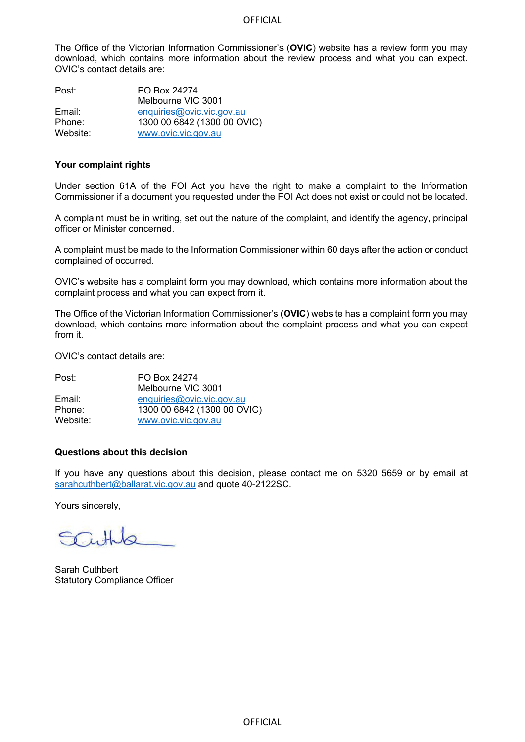The Office of the Victorian Information Commissioner's (**OVIC**) website has a review form you may download, which contains more information about the review process and what you can expect. OVIC's contact details are:

| | |
|---|---|
| Post: | PO Box 24274<br>Melbourne VIC 3001 |
| Email: | enquiries@ovic.vic.gov.au |
| Phone: | 1300 00 6842 (1300 00 OVIC) |
| Website: | www.ovic.vic.gov.au |

**Your complaint rights**

Under section 61A of the FOI Act you have the right to make a complaint to the Information Commissioner if a document you requested under the FOI Act does not exist or could not be located.

A complaint must be in writing, set out the nature of the complaint, and identify the agency, principal officer or Minister concerned.

A complaint must be made to the Information Commissioner within 60 days after the action or conduct complained of occurred.

OVIC's website has a complaint form you may download, which contains more information about the complaint process and what you can expect from it.

The Office of the Victorian Information Commissioner's (**OVIC**) website has a complaint form you may download, which contains more information about the complaint process and what you can expect from it.

OVIC's contact details are:

| | |
|---|---|
| Post: | PO Box 24274<br>Melbourne VIC 3001 |
| Email: | enquiries@ovic.vic.gov.au |
| Phone: | 1300 00 6842 (1300 00 OVIC) |
| Website: | www.ovic.vic.gov.au |

**Questions about this decision**

If you have any questions about this decision, please contact me on 5320 5659 or by email at sarahcuthbert@ballarat.vic.gov.au and quote 40-2122SC.

Yours sincerely,

Sarah Cuthbert
Statutory Compliance Officer